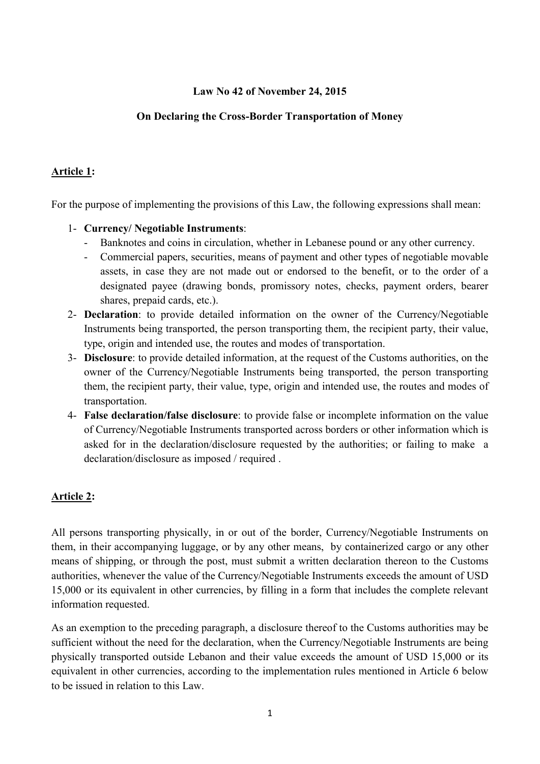**Law No 42 of November 24, 2015**

**On Declaring the Cross-Border Transportation of Money**

**Article 1:**

For the purpose of implementing the provisions of this Law, the following expressions shall mean:

1- **Currency/ Negotiable Instruments**:
   - Banknotes and coins in circulation, whether in Lebanese pound or any other currency.
   - Commercial papers, securities, means of payment and other types of negotiable movable assets, in case they are not made out or endorsed to the benefit, or to the order of a designated payee (drawing bonds, promissory notes, checks, payment orders, bearer shares, prepaid cards, etc.).

2- **Declaration**: to provide detailed information on the owner of the Currency/Negotiable Instruments being transported, the person transporting them, the recipient party, their value, type, origin and intended use, the routes and modes of transportation.

3- **Disclosure**: to provide detailed information, at the request of the Customs authorities, on the owner of the Currency/Negotiable Instruments being transported, the person transporting them, the recipient party, their value, type, origin and intended use, the routes and modes of transportation.

4- **False declaration/false disclosure**: to provide false or incomplete information on the value of Currency/Negotiable Instruments transported across borders or other information which is asked for in the declaration/disclosure requested by the authorities; or failing to make a declaration/disclosure as imposed / required .

**Article 2:**

All persons transporting physically, in or out of the border, Currency/Negotiable Instruments on them, in their accompanying luggage, or by any other means, by containerized cargo or any other means of shipping, or through the post, must submit a written declaration thereon to the Customs authorities, whenever the value of the Currency/Negotiable Instruments exceeds the amount of USD 15,000 or its equivalent in other currencies, by filling in a form that includes the complete relevant information requested.

As an exemption to the preceding paragraph, a disclosure thereof to the Customs authorities may be sufficient without the need for the declaration, when the Currency/Negotiable Instruments are being physically transported outside Lebanon and their value exceeds the amount of USD 15,000 or its equivalent in other currencies, according to the implementation rules mentioned in Article 6 below to be issued in relation to this Law.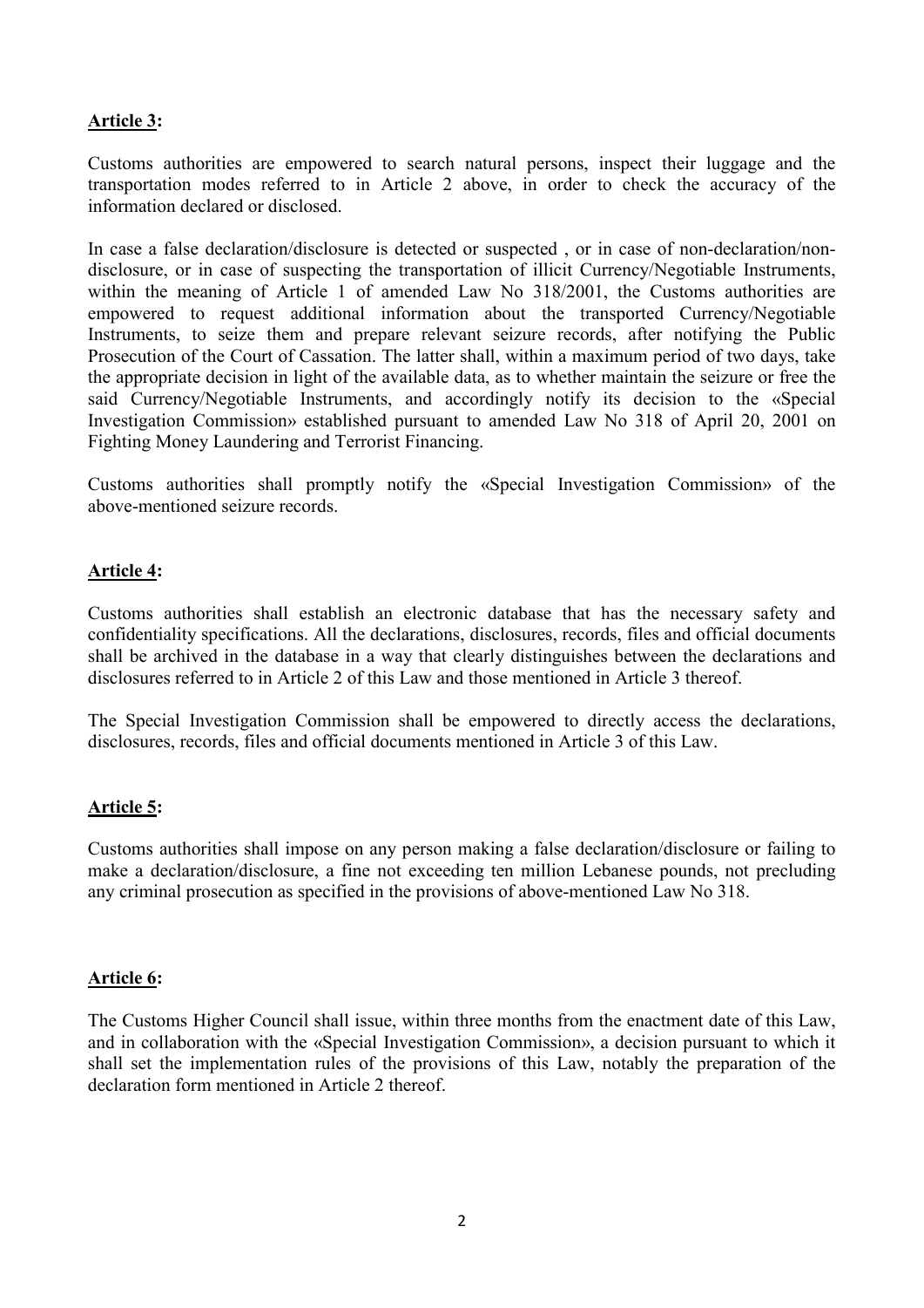**Article 3:**

Customs authorities are empowered to search natural persons, inspect their luggage and the transportation modes referred to in Article 2 above, in order to check the accuracy of the information declared or disclosed.

In case a false declaration/disclosure is detected or suspected , or in case of non-declaration/non-disclosure, or in case of suspecting the transportation of illicit Currency/Negotiable Instruments, within the meaning of Article 1 of amended Law No 318/2001, the Customs authorities are empowered to request additional information about the transported Currency/Negotiable Instruments, to seize them and prepare relevant seizure records, after notifying the Public Prosecution of the Court of Cassation. The latter shall, within a maximum period of two days, take the appropriate decision in light of the available data, as to whether maintain the seizure or free the said Currency/Negotiable Instruments, and accordingly notify its decision to the «Special Investigation Commission» established pursuant to amended Law No 318 of April 20, 2001 on Fighting Money Laundering and Terrorist Financing.

Customs authorities shall promptly notify the «Special Investigation Commission» of the above-mentioned seizure records.

**Article 4:**

Customs authorities shall establish an electronic database that has the necessary safety and confidentiality specifications. All the declarations, disclosures, records, files and official documents shall be archived in the database in a way that clearly distinguishes between the declarations and disclosures referred to in Article 2 of this Law and those mentioned in Article 3 thereof.

The Special Investigation Commission shall be empowered to directly access the declarations, disclosures, records, files and official documents mentioned in Article 3 of this Law.

**Article 5:**

Customs authorities shall impose on any person making a false declaration/disclosure or failing to make a declaration/disclosure, a fine not exceeding ten million Lebanese pounds, not precluding any criminal prosecution as specified in the provisions of above-mentioned Law No 318.

**Article 6:**

The Customs Higher Council shall issue, within three months from the enactment date of this Law, and in collaboration with the «Special Investigation Commission», a decision pursuant to which it shall set the implementation rules of the provisions of this Law, notably the preparation of the declaration form mentioned in Article 2 thereof.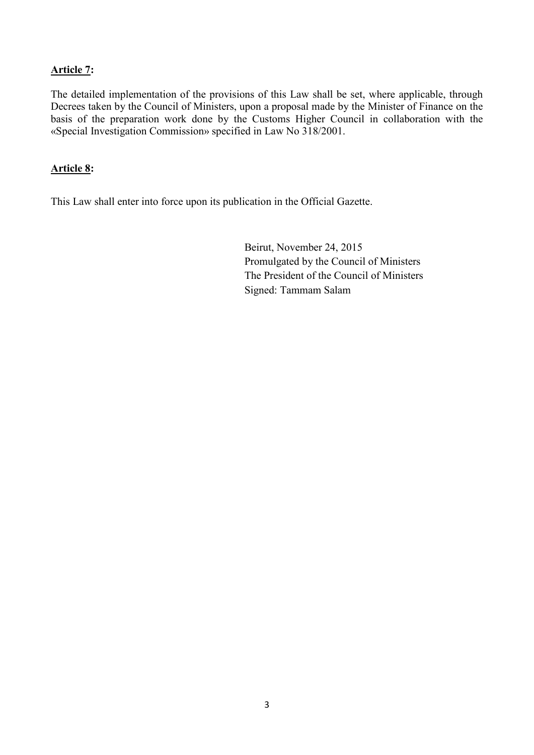**Article 7:**

The detailed implementation of the provisions of this Law shall be set, where applicable, through Decrees taken by the Council of Ministers, upon a proposal made by the Minister of Finance on the basis of the preparation work done by the Customs Higher Council in collaboration with the «Special Investigation Commission» specified in Law No 318/2001.

**Article 8:**

This Law shall enter into force upon its publication in the Official Gazette.

Beirut, November 24, 2015
Promulgated by the Council of Ministers
The President of the Council of Ministers
Signed: Tammam Salam